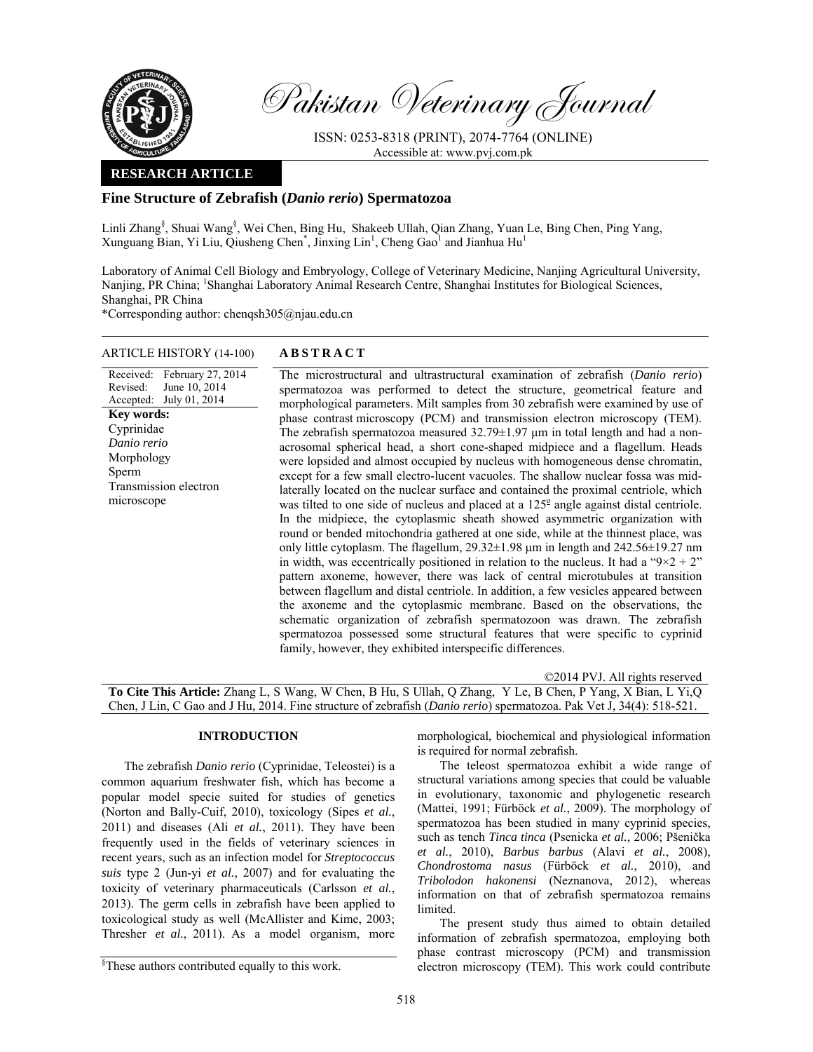Pakistan Veterinary Journal

ISSN: 0253-8318 (PRINT), 2074-7764 (ONLINE)
Accessible at: www.pvj.com.pk

**RESEARCH ARTICLE**

# Fine Structure of Zebrafish (*Danio rerio*) Spermatozoa

Linli Zhang[§], Shuai Wang[§], Wei Chen, Bing Hu, Shakeeb Ullah, Qian Zhang, Yuan Le, Bing Chen, Ping Yang, Xunguang Bian, Yi Liu, Qiusheng Chen[*], Jinxing Lin[1], Cheng Gao[1] and Jianhua Hu[1]

Laboratory of Animal Cell Biology and Embryology, College of Veterinary Medicine, Nanjing Agricultural University, Nanjing, PR China; [1]Shanghai Laboratory Animal Research Centre, Shanghai Institutes for Biological Sciences, Shanghai, PR China

*Corresponding author: chenqsh305@njau.edu.cn

**ARTICLE HISTORY** (14-100)

Received: February 27, 2014
Revised: June 10, 2014
Accepted: July 01, 2014

**Key words:**
Cyprinidae
*Danio rerio*
Morphology
Sperm
Transmission electron microscope

## ABSTRACT

The microstructural and ultrastructural examination of zebrafish (*Danio rerio*) spermatozoa was performed to detect the structure, geometrical feature and morphological parameters. Milt samples from 30 zebrafish were examined by use of phase contrast microscopy (PCM) and transmission electron microscopy (TEM). The zebrafish spermatozoa measured 32.79±1.97 µm in total length and had a non-acrosomal spherical head, a short cone-shaped midpiece and a flagellum. Heads were lopsided and almost occupied by nucleus with homogeneous dense chromatin, except for a few small electro-lucent vacuoles. The shallow nuclear fossa was mid-laterally located on the nuclear surface and contained the proximal centriole, which was tilted to one side of nucleus and placed at a 125º angle against distal centriole. In the midpiece, the cytoplasmic sheath showed asymmetric organization with round or bended mitochondria gathered at one side, while at the thinnest place, was only little cytoplasm. The flagellum, 29.32±1.98 µm in length and 242.56±19.27 nm in width, was eccentrically positioned in relation to the nucleus. It had a "9×2 + 2" pattern axoneme, however, there was lack of central microtubules at transition between flagellum and distal centriole. In addition, a few vesicles appeared between the axoneme and the cytoplasmic membrane. Based on the observations, the schematic organization of zebrafish spermatozoon was drawn. The zebrafish spermatozoa possessed some structural features that were specific to cyprinid family, however, they exhibited interspecific differences.

©2014 PVJ. All rights reserved

**To Cite This Article:** Zhang L, S Wang, W Chen, B Hu, S Ullah, Q Zhang, Y Le, B Chen, P Yang, X Bian, L Yi,Q Chen, J Lin, C Gao and J Hu, 2014. Fine structure of zebrafish (*Danio rerio*) spermatozoa. Pak Vet J, 34(4): 518-521.

## INTRODUCTION

The zebrafish *Danio rerio* (Cyprinidae, Teleostei) is a common aquarium freshwater fish, which has become a popular model specie suited for studies of genetics (Norton and Bally-Cuif, 2010), toxicology (Sipes *et al.*, 2011) and diseases (Ali *et al.*, 2011). They have been frequently used in the fields of veterinary sciences in recent years, such as an infection model for *Streptococcus suis* type 2 (Jun-yi *et al.*, 2007) and for evaluating the toxicity of veterinary pharmaceuticals (Carlsson *et al.*, 2013). The germ cells in zebrafish have been applied to toxicological study as well (McAllister and Kime, 2003; Thresher *et al.*, 2011). As a model organism, more morphological, biochemical and physiological information is required for normal zebrafish.

The teleost spermatozoa exhibit a wide range of structural variations among species that could be valuable in evolutionary, taxonomic and phylogenetic research (Mattei, 1991; Fürböck *et al.*, 2009). The morphology of spermatozoa has been studied in many cyprinid species, such as tench *Tinca tinca* (Psenicka *et al.*, 2006; Pšenička *et al.*, 2010), *Barbus barbus* (Alavi *et al.*, 2008), *Chondrostoma nasus* (Fürböck *et al.*, 2010), and *Tribolodon hakonensi* (Neznanova, 2012), whereas information on that of zebrafish spermatozoa remains limited.

The present study thus aimed to obtain detailed information of zebrafish spermatozoa, employing both phase contrast microscopy (PCM) and transmission electron microscopy (TEM). This work could contribute

[§]These authors contributed equally to this work.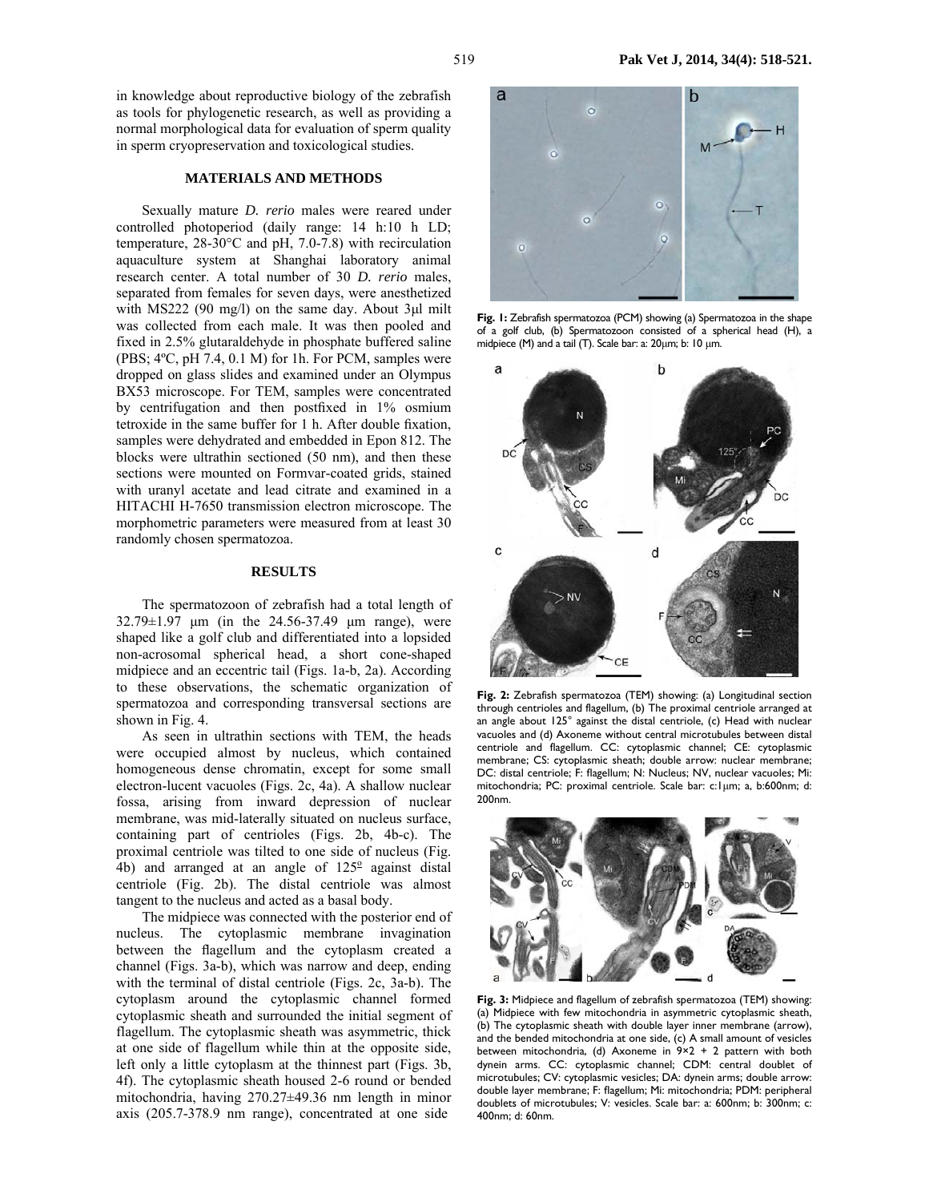in knowledge about reproductive biology of the zebrafish as tools for phylogenetic research, as well as providing a normal morphological data for evaluation of sperm quality in sperm cryopreservation and toxicological studies.

## MATERIALS AND METHODS

Sexually mature *D. rerio* males were reared under controlled photoperiod (daily range: 14 h:10 h LD; temperature, 28-30°C and pH, 7.0-7.8) with recirculation aquaculture system at Shanghai laboratory animal research center. A total number of 30 *D. rerio* males, separated from females for seven days, were anesthetized with MS222 (90 mg/l) on the same day. About 3μl milt was collected from each male. It was then pooled and fixed in 2.5% glutaraldehyde in phosphate buffered saline (PBS; 4ºC, pH 7.4, 0.1 M) for 1h. For PCM, samples were dropped on glass slides and examined under an Olympus BX53 microscope. For TEM, samples were concentrated by centrifugation and then postfixed in 1% osmium tetroxide in the same buffer for 1 h. After double fixation, samples were dehydrated and embedded in Epon 812. The blocks were ultrathin sectioned (50 nm), and then these sections were mounted on Formvar-coated grids, stained with uranyl acetate and lead citrate and examined in a HITACHI H-7650 transmission electron microscope. The morphometric parameters were measured from at least 30 randomly chosen spermatozoa.

## RESULTS

The spermatozoon of zebrafish had a total length of 32.79±1.97 μm (in the 24.56-37.49 μm range), were shaped like a golf club and differentiated into a lopsided non-acrosomal spherical head, a short cone-shaped midpiece and an eccentric tail (Figs. 1a-b, 2a). According to these observations, the schematic organization of spermatozoa and corresponding transversal sections are shown in Fig. 4.

As seen in ultrathin sections with TEM, the heads were occupied almost by nucleus, which contained homogeneous dense chromatin, except for some small electron-lucent vacuoles (Figs. 2c, 4a). A shallow nuclear fossa, arising from inward depression of nuclear membrane, was mid-laterally situated on nucleus surface, containing part of centrioles (Figs. 2b, 4b-c). The proximal centriole was tilted to one side of nucleus (Fig. 4b) and arranged at an angle of 125º against distal centriole (Fig. 2b). The distal centriole was almost tangent to the nucleus and acted as a basal body.

The midpiece was connected with the posterior end of nucleus. The cytoplasmic membrane invagination between the flagellum and the cytoplasm created a channel (Figs. 3a-b), which was narrow and deep, ending with the terminal of distal centriole (Figs. 2c, 3a-b). The cytoplasm around the cytoplasmic channel formed cytoplasmic sheath and surrounded the initial segment of flagellum. The cytoplasmic sheath was asymmetric, thick at one side of flagellum while thin at the opposite side, left only a little cytoplasm at the thinnest part (Figs. 3b, 4f). The cytoplasmic sheath housed 2-6 round or bended mitochondria, having 270.27±49.36 nm length in minor axis (205.7-378.9 nm range), concentrated at one side

**Fig. 1:** Zebrafish spermatozoa (PCM) showing (a) Spermatozoa in the shape of a golf club, (b) Spermatozoon consisted of a spherical head (H), a midpiece (M) and a tail (T). Scale bar: a: 20μm; b: 10 μm.

**Fig. 2:** Zebrafish spermatozoa (TEM) showing: (a) Longitudinal section through centrioles and flagellum, (b) The proximal centriole arranged at an angle about 125° against the distal centriole, (c) Head with nuclear vacuoles and (d) Axoneme without central microtubules between distal centriole and flagellum. CC: cytoplasmic channel; CE: cytoplasmic membrane; CS: cytoplasmic sheath; double arrow: nuclear membrane; DC: distal centriole; F: flagellum; N: Nucleus; NV, nuclear vacuoles; Mi: mitochondria; PC: proximal centriole. Scale bar: c:1μm; a, b:600nm; d: 200nm.

**Fig. 3:** Midpiece and flagellum of zebrafish spermatozoa (TEM) showing: (a) Midpiece with few mitochondria in asymmetric cytoplasmic sheath, (b) The cytoplasmic sheath with double layer inner membrane (arrow), and the bended mitochondria at one side, (c) A small amount of vesicles between mitochondria, (d) Axoneme in 9×2 + 2 pattern with both dynein arms. CC: cytoplasmic channel; CDM: central doublet of microtubules; CV: cytoplasmic vesicles; DA: dynein arms; double arrow: double layer membrane; F: flagellum; Mi: mitochondria; PDM: peripheral doublets of microtubules; V: vesicles. Scale bar: a: 600nm; b: 300nm; c: 400nm; d: 60nm.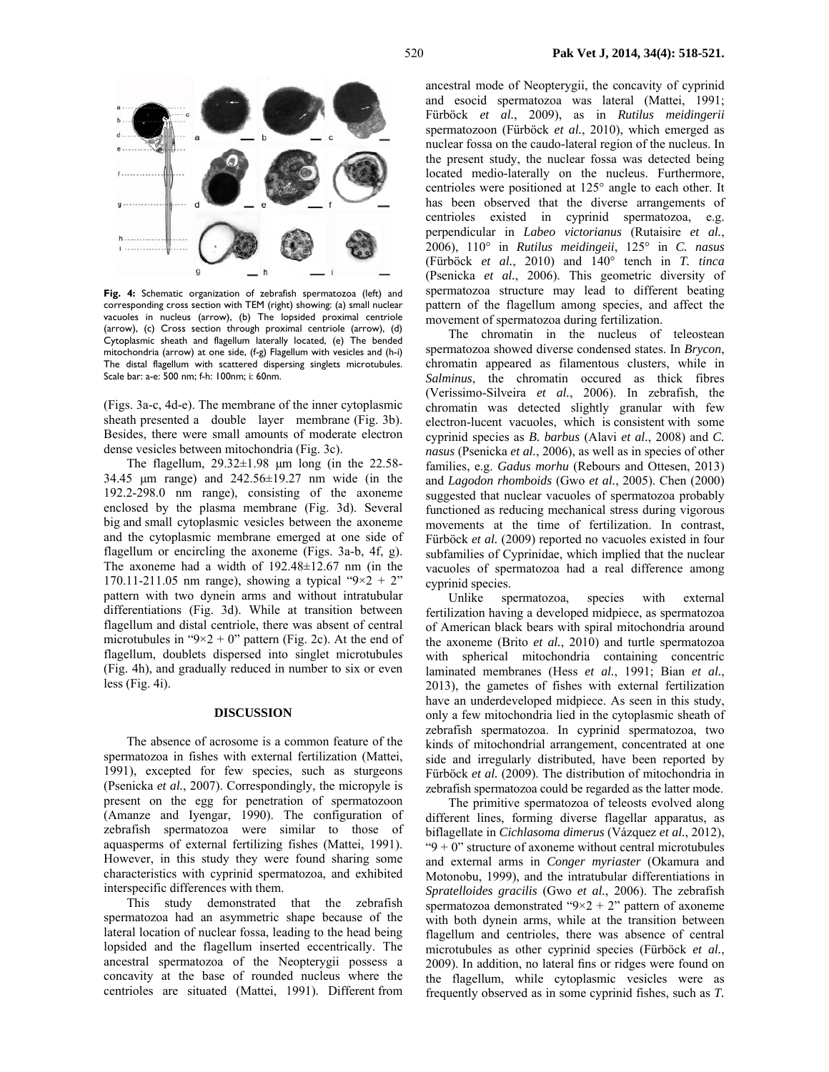**Fig. 4:** Schematic organization of zebrafish spermatozoa (left) and corresponding cross section with TEM (right) showing: (a) small nuclear vacuoles in nucleus (arrow), (b) The lopsided proximal centriole (arrow), (c) Cross section through proximal centriole (arrow), (d) Cytoplasmic sheath and flagellum laterally located, (e) The bended mitochondria (arrow) at one side, (f-g) Flagellum with vesicles and (h-i) The distal flagellum with scattered dispersing singlets microtubules. Scale bar: a-e: 500 nm; f-h: 100nm; i: 60nm.

(Figs. 3a-c, 4d-e). The membrane of the inner cytoplasmic sheath presented a double layer membrane (Fig. 3b). Besides, there were small amounts of moderate electron dense vesicles between mitochondria (Fig. 3c).

The flagellum, 29.32±1.98 μm long (in the 22.58-34.45 μm range) and 242.56±19.27 nm wide (in the 192.2-298.0 nm range), consisting of the axoneme enclosed by the plasma membrane (Fig. 3d). Several big and small cytoplasmic vesicles between the axoneme and the cytoplasmic membrane emerged at one side of flagellum or encircling the axoneme (Figs. 3a-b, 4f, g). The axoneme had a width of 192.48±12.67 nm (in the 170.11-211.05 nm range), showing a typical "9×2 + 2" pattern with two dynein arms and without intratubular differentiations (Fig. 3d). While at transition between flagellum and distal centriole, there was absent of central microtubules in "9×2 + 0" pattern (Fig. 2c). At the end of flagellum, doublets dispersed into singlet microtubules (Fig. 4h), and gradually reduced in number to six or even less (Fig. 4i).

## DISCUSSION

The absence of acrosome is a common feature of the spermatozoa in fishes with external fertilization (Mattei, 1991), excepted for few species, such as sturgeons (Psenicka *et al.*, 2007). Correspondingly, the micropyle is present on the egg for penetration of spermatozoon (Amanze and Iyengar, 1990). The configuration of zebrafish spermatozoa were similar to those of aquasperms of external fertilizing fishes (Mattei, 1991). However, in this study they were found sharing some characteristics with cyprinid spermatozoa, and exhibited interspecific differences with them.

This study demonstrated that the zebrafish spermatozoa had an asymmetric shape because of the lateral location of nuclear fossa, leading to the head being lopsided and the flagellum inserted eccentrically. The ancestral spermatozoa of the Neopterygii possess a concavity at the base of rounded nucleus where the centrioles are situated (Mattei, 1991). Different from ancestral mode of Neopterygii, the concavity of cyprinid and esocid spermatozoa was lateral (Mattei, 1991; Fürböck *et al.*, 2009), as in *Rutilus meidingerii* spermatozoon (Fürböck *et al.*, 2010), which emerged as nuclear fossa on the caudo-lateral region of the nucleus. In the present study, the nuclear fossa was detected being located medio-laterally on the nucleus. Furthermore, centrioles were positioned at 125° angle to each other. It has been observed that the diverse arrangements of centrioles existed in cyprinid spermatozoa, e.g. perpendicular in *Labeo victorianus* (Rutaisire *et al.*, 2006), 110° in *Rutilus meidingeii*, 125° in *C. nasus* (Fürböck *et al.*, 2010) and 140° tench in *T. tinca* (Psenicka *et al.*, 2006). This geometric diversity of spermatozoa structure may lead to different beating pattern of the flagellum among species, and affect the movement of spermatozoa during fertilization.

The chromatin in the nucleus of teleostean spermatozoa showed diverse condensed states. In *Brycon*, chromatin appeared as filamentous clusters, while in *Salminus*, the chromatin occured as thick fibres (Veríssimo-Silveira *et al.*, 2006). In zebrafish, the chromatin was detected slightly granular with few electron-lucent vacuoles, which is consistent with some cyprinid species as *B. barbus* (Alavi *et al.*, 2008) and *C. nasus* (Psenicka *et al.*, 2006), as well as in species of other families, e.g. *Gadus morhu* (Rebours and Ottesen, 2013) and *Lagodon rhomboids* (Gwo *et al.*, 2005). Chen (2000) suggested that nuclear vacuoles of spermatozoa probably functioned as reducing mechanical stress during vigorous movements at the time of fertilization. In contrast, Fürböck *et al.* (2009) reported no vacuoles existed in four subfamilies of Cyprinidae, which implied that the nuclear vacuoles of spermatozoa had a real difference among cyprinid species.

Unlike spermatozoa, species with external fertilization having a developed midpiece, as spermatozoa of American black bears with spiral mitochondria around the axoneme (Brito *et al.*, 2010) and turtle spermatozoa with spherical mitochondria containing concentric laminated membranes (Hess *et al.*, 1991; Bian *et al.*, 2013), the gametes of fishes with external fertilization have an underdeveloped midpiece. As seen in this study, only a few mitochondria lied in the cytoplasmic sheath of zebrafish spermatozoa. In cyprinid spermatozoa, two kinds of mitochondrial arrangement, concentrated at one side and irregularly distributed, have been reported by Fürböck *et al.* (2009). The distribution of mitochondria in zebrafish spermatozoa could be regarded as the latter mode.

The primitive spermatozoa of teleosts evolved along different lines, forming diverse flagellar apparatus, as biflagellate in *Cichlasoma dimerus* (Vázquez *et al.*, 2012), "9 + 0" structure of axoneme without central microtubules and external arms in *Conger myriaster* (Okamura and Motonobu, 1999), and the intratubular differentiations in *Spratelloides gracilis* (Gwo *et al.*, 2006). The zebrafish spermatozoa demonstrated "9×2 + 2" pattern of axoneme with both dynein arms, while at the transition between flagellum and centrioles, there was absence of central microtubules as other cyprinid species (Fürböck *et al.*, 2009). In addition, no lateral fins or ridges were found on the flagellum, while cytoplasmic vesicles were as frequently observed as in some cyprinid fishes, such as *T.*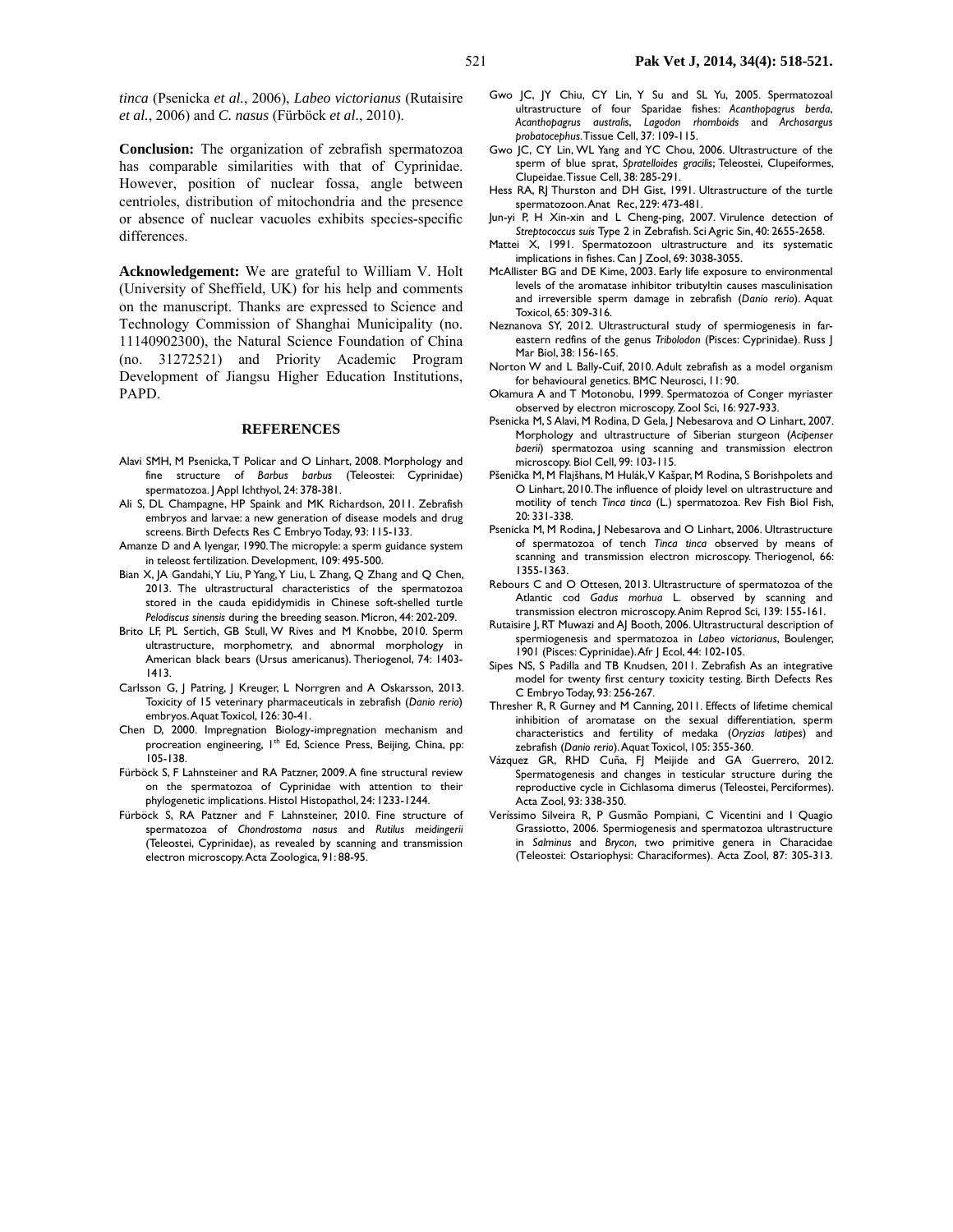*tinca* (Psenicka *et al.*, 2006), *Labeo victorianus* (Rutaisire *et al.*, 2006) and *C. nasus* (Fürböck *et al.*, 2010).

**Conclusion:** The organization of zebrafish spermatozoa has comparable similarities with that of Cyprinidae. However, position of nuclear fossa, angle between centrioles, distribution of mitochondria and the presence or absence of nuclear vacuoles exhibits species-specific differences.

**Acknowledgement:** We are grateful to William V. Holt (University of Sheffield, UK) for his help and comments on the manuscript. Thanks are expressed to Science and Technology Commission of Shanghai Municipality (no. 11140902300), the Natural Science Foundation of China (no. 31272521) and Priority Academic Program Development of Jiangsu Higher Education Institutions, PAPD.

## REFERENCES

Alavi SMH, M Psenicka, T Policar and O Linhart, 2008. Morphology and fine structure of *Barbus barbus* (Teleostei: Cyprinidae) spermatozoa. J Appl Ichthyol, 24: 378-381.

Ali S, DL Champagne, HP Spaink and MK Richardson, 2011. Zebrafish embryos and larvae: a new generation of disease models and drug screens. Birth Defects Res C Embryo Today, 93: 115-133.

Amanze D and A Iyengar, 1990. The micropyle: a sperm guidance system in teleost fertilization. Development, 109: 495-500.

Bian X, JA Gandahi, Y Liu, P Yang, Y Liu, L Zhang, Q Zhang and Q Chen, 2013. The ultrastructural characteristics of the spermatozoa stored in the cauda epididymidis in Chinese soft-shelled turtle *Pelodiscus sinensis* during the breeding season. Micron, 44: 202-209.

Brito LF, PL Sertich, GB Stull, W Rives and M Knobbe, 2010. Sperm ultrastructure, morphometry, and abnormal morphology in American black bears (Ursus americanus). Theriogenol, 74: 1403-1413.

Carlsson G, J Patring, J Kreuger, L Norrgren and A Oskarsson, 2013. Toxicity of 15 veterinary pharmaceuticals in zebrafish (*Danio rerio*) embryos. Aquat Toxicol, 126: 30-41.

Chen D, 2000. Impregnation Biology-impregnation mechanism and procreation engineering, 1st Ed, Science Press, Beijing, China, pp: 105-138.

Fürböck S, F Lahnsteiner and RA Patzner, 2009. A fine structural review on the spermatozoa of Cyprinidae with attention to their phylogenetic implications. Histol Histopathol, 24: 1233-1244.

Fürböck S, RA Patzner and F Lahnsteiner, 2010. Fine structure of spermatozoa of *Chondrostoma nasus* and *Rutilus meidingerii* (Teleostei, Cyprinidae), as revealed by scanning and transmission electron microscopy. Acta Zoologica, 91: 88-95.

Gwo JC, JY Chiu, CY Lin, Y Su and SL Yu, 2005. Spermatozoal ultrastructure of four Sparidae fishes: *Acanthopagrus berda*, *Acanthopagrus australis*, *Lagodon rhomboids* and *Archosargus probatocephus*. Tissue Cell, 37: 109-115.

Gwo JC, CY Lin, WL Yang and YC Chou, 2006. Ultrastructure of the sperm of blue sprat, *Spratelloides gracilis*; Teleostei, Clupeiformes, Clupeidae. Tissue Cell, 38: 285-291.

Hess RA, RJ Thurston and DH Gist, 1991. Ultrastructure of the turtle spermatozoon. Anat Rec, 229: 473-481.

Jun-yi P, H Xin-xin and L Cheng-ping, 2007. Virulence detection of *Streptococcus suis* Type 2 in Zebrafish. Sci Agric Sin, 40: 2655-2658.

Mattei X, 1991. Spermatozoon ultrastructure and its systematic implications in fishes. Can J Zool, 69: 3038-3055.

McAllister BG and DE Kime, 2003. Early life exposure to environmental levels of the aromatase inhibitor tributyltin causes masculinisation and irreversible sperm damage in zebrafish (*Danio rerio*). Aquat Toxicol, 65: 309-316.

Neznanova SY, 2012. Ultrastructural study of spermiogenesis in far-eastern redfins of the genus *Tribolodon* (Pisces: Cyprinidae). Russ J Mar Biol, 38: 156-165.

Norton W and L Bally-Cuif, 2010. Adult zebrafish as a model organism for behavioural genetics. BMC Neurosci, 11: 90.

Okamura A and T Motonobu, 1999. Spermatozoa of Conger myriaster observed by electron microscopy. Zool Sci, 16: 927-933.

Psenicka M, S Alavi, M Rodina, D Gela, J Nebesarova and O Linhart, 2007. Morphology and ultrastructure of Siberian sturgeon (*Acipenser baerii*) spermatozoa using scanning and transmission electron microscopy. Biol Cell, 99: 103-115.

Pšenička M, M Flajšhans, M Hulák, V Kašpar, M Rodina, S Borishpolets and O Linhart, 2010. The influence of ploidy level on ultrastructure and motility of tench *Tinca tinca* (L.) spermatozoa. Rev Fish Biol Fish, 20: 331-338.

Psenicka M, M Rodina, J Nebesarova and O Linhart, 2006. Ultrastructure of spermatozoa of tench *Tinca tinca* observed by means of scanning and transmission electron microscopy. Theriogenol, 66: 1355-1363.

Rebours C and O Ottesen, 2013. Ultrastructure of spermatozoa of the Atlantic cod *Gadus morhua* L. observed by scanning and transmission electron microscopy. Anim Reprod Sci, 139: 155-161.

Rutaisire J, RT Muwazi and AJ Booth, 2006. Ultrastructural description of spermiogenesis and spermatozoa in *Labeo victorianus*, Boulenger, 1901 (Pisces: Cyprinidae). Afr J Ecol, 44: 102-105.

Sipes NS, S Padilla and TB Knudsen, 2011. Zebrafish As an integrative model for twenty first century toxicity testing. Birth Defects Res C Embryo Today, 93: 256-267.

Thresher R, R Gurney and M Canning, 2011. Effects of lifetime chemical inhibition of aromatase on the sexual differentiation, sperm characteristics and fertility of medaka (*Oryzias latipes*) and zebrafish (*Danio rerio*). Aquat Toxicol, 105: 355-360.

Vázquez GR, RHD Cuña, FJ Meijide and GA Guerrero, 2012. Spermatogenesis and changes in testicular structure during the reproductive cycle in Cichlasoma dimerus (Teleostei, Perciformes). Acta Zool, 93: 338-350.

Veríssimo Silveira R, P Gusmão Pompiani, C Vicentini and I Quagio Grassiotto, 2006. Spermiogenesis and spermatozoa ultrastructure in *Salminus* and *Brycon*, two primitive genera in Characidae (Teleostei: Ostariophysi: Characiformes). Acta Zool, 87: 305-313.